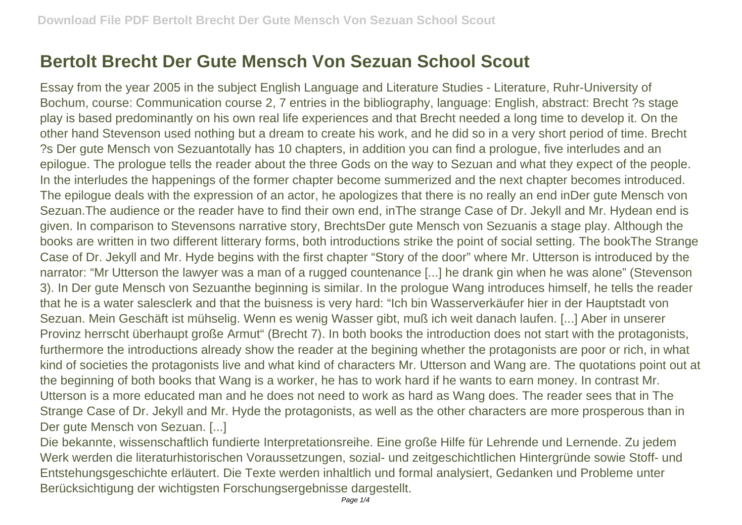# Bertolt Brecht Der Gute Mensch Von Sezuan School Scout

Essay from the year 2005 in the subject English Language and Literature Studies - Literature, Ruhr-University of Bochum, course: Communication course 2, 7 entries in the bibliography, language: English, abstract: Brecht ?s stage play is based predominantly on his own real life experiences and that Brecht needed a long time to develop it. On the other hand Stevenson used nothing but a dream to create his work, and he did so in a very short period of time. Brecht ?s Der gute Mensch von Sezuantotally has 10 chapters, in addition you can find a prologue, five interludes and an epilogue. The prologue tells the reader about the three Gods on the way to Sezuan and what they expect of the people. In the interludes the happenings of the former chapter become summerized and the next chapter becomes introduced. The epilogue deals with the expression of an actor, he apologizes that there is no really an end inDer gute Mensch von Sezuan.The audience or the reader have to find their own end, inThe strange Case of Dr. Jekyll and Mr. Hydean end is given. In comparison to Stevensons narrative story, BrechtsDer gute Mensch von Sezuanis a stage play. Although the books are written in two different litterary forms, both introductions strike the point of social setting. The bookThe Strange Case of Dr. Jekyll and Mr. Hyde begins with the first chapter "Story of the door" where Mr. Utterson is introduced by the narrator: "Mr Utterson the lawyer was a man of a rugged countenance [...] he drank gin when he was alone" (Stevenson 3). In Der gute Mensch von Sezuanthe beginning is similar. In the prologue Wang introduces himself, he tells the reader that he is a water salesclerk and that the buisness is very hard: "Ich bin Wasserverkäufer hier in der Hauptstadt von Sezuan. Mein Geschäft ist mühselig. Wenn es wenig Wasser gibt, muß ich weit danach laufen. [...] Aber in unserer Provinz herrscht überhaupt große Armut" (Brecht 7). In both books the introduction does not start with the protagonists, furthermore the introductions already show the reader at the begining whether the protagonists are poor or rich, in what kind of societies the protagonists live and what kind of characters Mr. Utterson and Wang are. The quotations point out at the beginning of both books that Wang is a worker, he has to work hard if he wants to earn money. In contrast Mr. Utterson is a more educated man and he does not need to work as hard as Wang does. The reader sees that in The Strange Case of Dr. Jekyll and Mr. Hyde the protagonists, as well as the other characters are more prosperous than in Der gute Mensch von Sezuan. [...]

Die bekannte, wissenschaftlich fundierte Interpretationsreihe. Eine große Hilfe für Lehrende und Lernende. Zu jedem Werk werden die literaturhistorischen Voraussetzungen, sozial- und zeitgeschichtlichen Hintergründe sowie Stoff- und Entstehungsgeschichte erläutert. Die Texte werden inhaltlich und formal analysiert, Gedanken und Probleme unter Berücksichtigung der wichtigsten Forschungsergebnisse dargestellt.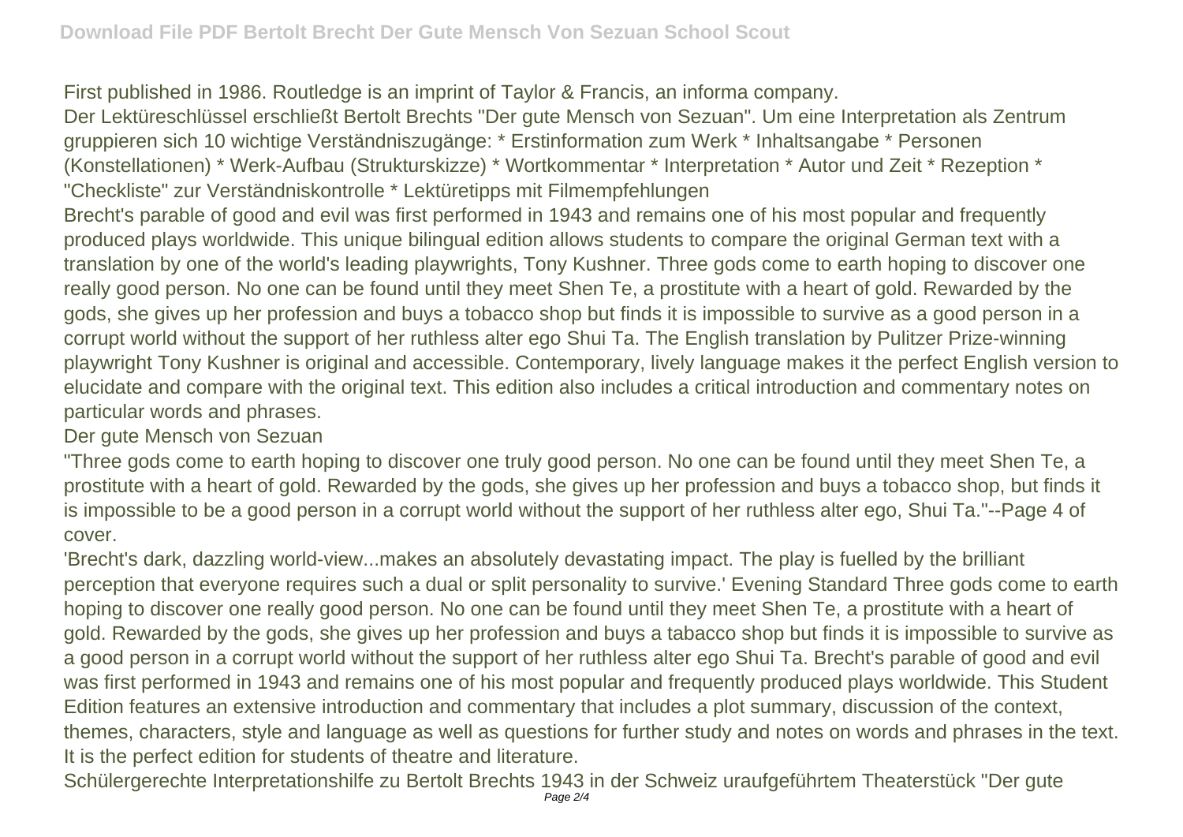First published in 1986. Routledge is an imprint of Taylor & Francis, an informa company.

Der Lektüreschlüssel erschließt Bertolt Brechts "Der gute Mensch von Sezuan". Um eine Interpretation als Zentrum gruppieren sich 10 wichtige Verständniszugänge: * Erstinformation zum Werk * Inhaltsangabe * Personen (Konstellationen) * Werk-Aufbau (Strukturskizze) * Wortkommentar * Interpretation * Autor und Zeit * Rezeption * "Checkliste" zur Verständniskontrolle * Lektüretipps mit Filmempfehlungen

Brecht's parable of good and evil was first performed in 1943 and remains one of his most popular and frequently produced plays worldwide. This unique bilingual edition allows students to compare the original German text with a translation by one of the world's leading playwrights, Tony Kushner. Three gods come to earth hoping to discover one really good person. No one can be found until they meet Shen Te, a prostitute with a heart of gold. Rewarded by the gods, she gives up her profession and buys a tobacco shop but finds it is impossible to survive as a good person in a corrupt world without the support of her ruthless alter ego Shui Ta. The English translation by Pulitzer Prize-winning playwright Tony Kushner is original and accessible. Contemporary, lively language makes it the perfect English version to elucidate and compare with the original text. This edition also includes a critical introduction and commentary notes on particular words and phrases.

Der gute Mensch von Sezuan

"Three gods come to earth hoping to discover one truly good person. No one can be found until they meet Shen Te, a prostitute with a heart of gold. Rewarded by the gods, she gives up her profession and buys a tobacco shop, but finds it is impossible to be a good person in a corrupt world without the support of her ruthless alter ego, Shui Ta."--Page 4 of cover.

'Brecht's dark, dazzling world-view...makes an absolutely devastating impact. The play is fuelled by the brilliant perception that everyone requires such a dual or split personality to survive.' Evening Standard Three gods come to earth hoping to discover one really good person. No one can be found until they meet Shen Te, a prostitute with a heart of gold. Rewarded by the gods, she gives up her profession and buys a tabacco shop but finds it is impossible to survive as a good person in a corrupt world without the support of her ruthless alter ego Shui Ta. Brecht's parable of good and evil was first performed in 1943 and remains one of his most popular and frequently produced plays worldwide. This Student Edition features an extensive introduction and commentary that includes a plot summary, discussion of the context, themes, characters, style and language as well as questions for further study and notes on words and phrases in the text. It is the perfect edition for students of theatre and literature.

Schülergerechte Interpretationshilfe zu Bertolt Brechts 1943 in der Schweiz uraufgeführtem Theaterstück "Der gute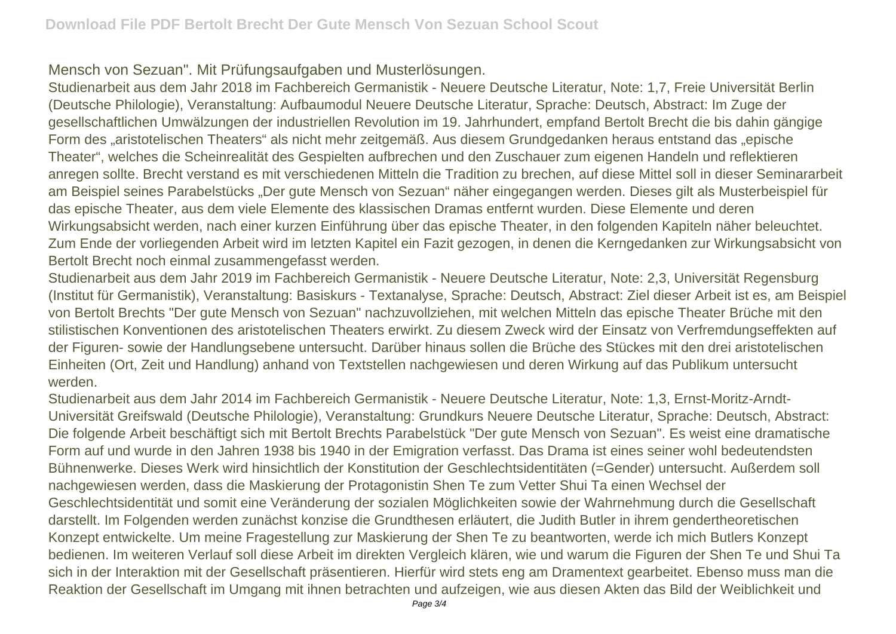Mensch von Sezuan". Mit Prüfungsaufgaben und Musterlösungen.

Studienarbeit aus dem Jahr 2018 im Fachbereich Germanistik - Neuere Deutsche Literatur, Note: 1,7, Freie Universität Berlin (Deutsche Philologie), Veranstaltung: Aufbaumodul Neuere Deutsche Literatur, Sprache: Deutsch, Abstract: Im Zuge der gesellschaftlichen Umwälzungen der industriellen Revolution im 19. Jahrhundert, empfand Bertolt Brecht die bis dahin gängige Form des „aristotelischen Theaters" als nicht mehr zeitgemäß. Aus diesem Grundgedanken heraus entstand das „epische Theater", welches die Scheinrealität des Gespielten aufbrechen und den Zuschauer zum eigenen Handeln und reflektieren anregen sollte. Brecht verstand es mit verschiedenen Mitteln die Tradition zu brechen, auf diese Mittel soll in dieser Seminararbeit am Beispiel seines Parabelstücks „Der gute Mensch von Sezuan" näher eingegangen werden. Dieses gilt als Musterbeispiel für das epische Theater, aus dem viele Elemente des klassischen Dramas entfernt wurden. Diese Elemente und deren Wirkungsabsicht werden, nach einer kurzen Einführung über das epische Theater, in den folgenden Kapiteln näher beleuchtet. Zum Ende der vorliegenden Arbeit wird im letzten Kapitel ein Fazit gezogen, in denen die Kerngedanken zur Wirkungsabsicht von Bertolt Brecht noch einmal zusammengefasst werden.

Studienarbeit aus dem Jahr 2019 im Fachbereich Germanistik - Neuere Deutsche Literatur, Note: 2,3, Universität Regensburg (Institut für Germanistik), Veranstaltung: Basiskurs - Textanalyse, Sprache: Deutsch, Abstract: Ziel dieser Arbeit ist es, am Beispiel von Bertolt Brechts "Der gute Mensch von Sezuan" nachzuvollziehen, mit welchen Mitteln das epische Theater Brüche mit den stilistischen Konventionen des aristotelischen Theaters erwirkt. Zu diesem Zweck wird der Einsatz von Verfremdungseffekten auf der Figuren- sowie der Handlungsebene untersucht. Darüber hinaus sollen die Brüche des Stückes mit den drei aristotelischen Einheiten (Ort, Zeit und Handlung) anhand von Textstellen nachgewiesen und deren Wirkung auf das Publikum untersucht werden.

Studienarbeit aus dem Jahr 2014 im Fachbereich Germanistik - Neuere Deutsche Literatur, Note: 1,3, Ernst-Moritz-Arndt-Universität Greifswald (Deutsche Philologie), Veranstaltung: Grundkurs Neuere Deutsche Literatur, Sprache: Deutsch, Abstract: Die folgende Arbeit beschäftigt sich mit Bertolt Brechts Parabelstück "Der gute Mensch von Sezuan". Es weist eine dramatische Form auf und wurde in den Jahren 1938 bis 1940 in der Emigration verfasst. Das Drama ist eines seiner wohl bedeutendsten Bühnenwerke. Dieses Werk wird hinsichtlich der Konstitution der Geschlechtsidentitäten (=Gender) untersucht. Außerdem soll nachgewiesen werden, dass die Maskierung der Protagonistin Shen Te zum Vetter Shui Ta einen Wechsel der Geschlechtsidentität und somit eine Veränderung der sozialen Möglichkeiten sowie der Wahrnehmung durch die Gesellschaft darstellt. Im Folgenden werden zunächst konzise die Grundthesen erläutert, die Judith Butler in ihrem gendertheoretischen Konzept entwickelte. Um meine Fragestellung zur Maskierung der Shen Te zu beantworten, werde ich mich Butlers Konzept bedienen. Im weiteren Verlauf soll diese Arbeit im direkten Vergleich klären, wie und warum die Figuren der Shen Te und Shui Ta sich in der Interaktion mit der Gesellschaft präsentieren. Hierfür wird stets eng am Dramentext gearbeitet. Ebenso muss man die Reaktion der Gesellschaft im Umgang mit ihnen betrachten und aufzeigen, wie aus diesen Akten das Bild der Weiblichkeit und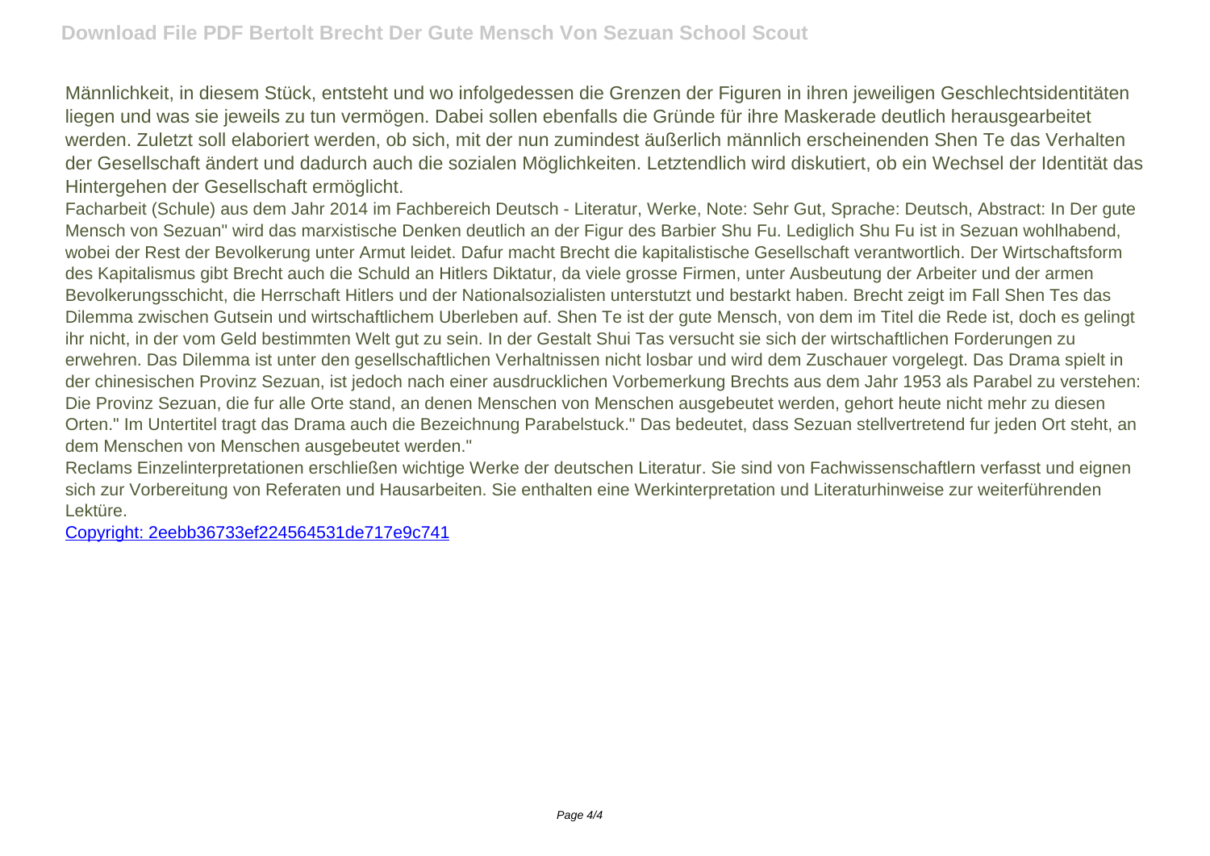Männlichkeit, in diesem Stück, entsteht und wo infolgedessen die Grenzen der Figuren in ihren jeweiligen Geschlechtsidentitäten liegen und was sie jeweils zu tun vermögen. Dabei sollen ebenfalls die Gründe für ihre Maskerade deutlich herausgearbeitet werden. Zuletzt soll elaboriert werden, ob sich, mit der nun zumindest äußerlich männlich erscheinenden Shen Te das Verhalten der Gesellschaft ändert und dadurch auch die sozialen Möglichkeiten. Letztendlich wird diskutiert, ob ein Wechsel der Identität das Hintergehen der Gesellschaft ermöglicht.

Facharbeit (Schule) aus dem Jahr 2014 im Fachbereich Deutsch - Literatur, Werke, Note: Sehr Gut, Sprache: Deutsch, Abstract: In Der gute Mensch von Sezuan" wird das marxistische Denken deutlich an der Figur des Barbier Shu Fu. Lediglich Shu Fu ist in Sezuan wohlhabend, wobei der Rest der Bevolkerung unter Armut leidet. Dafur macht Brecht die kapitalistische Gesellschaft verantwortlich. Der Wirtschaftsform des Kapitalismus gibt Brecht auch die Schuld an Hitlers Diktatur, da viele grosse Firmen, unter Ausbeutung der Arbeiter und der armen Bevolkerungsschicht, die Herrschaft Hitlers und der Nationalsozialisten unterstutzt und bestarkt haben. Brecht zeigt im Fall Shen Tes das Dilemma zwischen Gutsein und wirtschaftlichem Uberleben auf. Shen Te ist der gute Mensch, von dem im Titel die Rede ist, doch es gelingt ihr nicht, in der vom Geld bestimmten Welt gut zu sein. In der Gestalt Shui Tas versucht sie sich der wirtschaftlichen Forderungen zu erwehren. Das Dilemma ist unter den gesellschaftlichen Verhaltnissen nicht losbar und wird dem Zuschauer vorgelegt. Das Drama spielt in der chinesischen Provinz Sezuan, ist jedoch nach einer ausdrucklichen Vorbemerkung Brechts aus dem Jahr 1953 als Parabel zu verstehen: Die Provinz Sezuan, die fur alle Orte stand, an denen Menschen von Menschen ausgebeutet werden, gehort heute nicht mehr zu diesen Orten." Im Untertitel tragt das Drama auch die Bezeichnung Parabelstuck." Das bedeutet, dass Sezuan stellvertretend fur jeden Ort steht, an dem Menschen von Menschen ausgebeutet werden."

Reclams Einzelinterpretationen erschließen wichtige Werke der deutschen Literatur. Sie sind von Fachwissenschaftlern verfasst und eignen sich zur Vorbereitung von Referaten und Hausarbeiten. Sie enthalten eine Werkinterpretation und Literaturhinweise zur weiterführenden Lektüre.

Copyright: 2eebb36733ef224564531de717e9c741